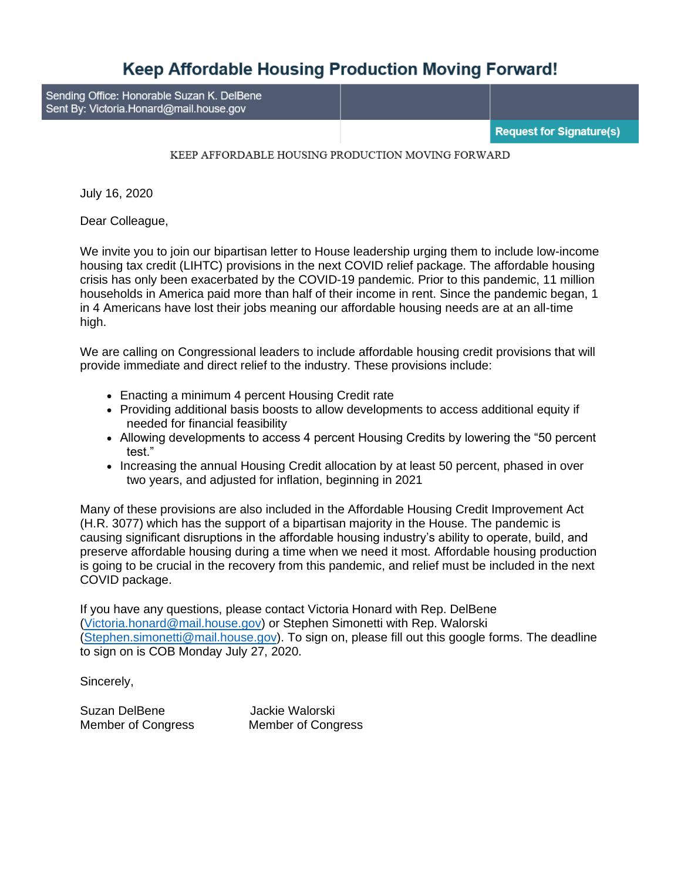# Keep Affordable Housing Production Moving Forward!

Sending Office: Honorable Suzan K. DelBene
Sent By: Victoria.Honard@mail.house.gov

**Request for Signature(s)**

KEEP AFFORDABLE HOUSING PRODUCTION MOVING FORWARD

July 16, 2020

Dear Colleague,

We invite you to join our bipartisan letter to House leadership urging them to include low-income housing tax credit (LIHTC) provisions in the next COVID relief package. The affordable housing crisis has only been exacerbated by the COVID-19 pandemic. Prior to this pandemic, 11 million households in America paid more than half of their income in rent. Since the pandemic began, 1 in 4 Americans have lost their jobs meaning our affordable housing needs are at an all-time high.

We are calling on Congressional leaders to include affordable housing credit provisions that will provide immediate and direct relief to the industry. These provisions include:

- Enacting a minimum 4 percent Housing Credit rate
- Providing additional basis boosts to allow developments to access additional equity if needed for financial feasibility
- Allowing developments to access 4 percent Housing Credits by lowering the "50 percent test."
- Increasing the annual Housing Credit allocation by at least 50 percent, phased in over two years, and adjusted for inflation, beginning in 2021

Many of these provisions are also included in the Affordable Housing Credit Improvement Act (H.R. 3077) which has the support of a bipartisan majority in the House. The pandemic is causing significant disruptions in the affordable housing industry's ability to operate, build, and preserve affordable housing during a time when we need it most. Affordable housing production is going to be crucial in the recovery from this pandemic, and relief must be included in the next COVID package.

If you have any questions, please contact Victoria Honard with Rep. DelBene (Victoria.honard@mail.house.gov) or Stephen Simonetti with Rep. Walorski (Stephen.simonetti@mail.house.gov). To sign on, please fill out this google forms. The deadline to sign on is COB Monday July 27, 2020.

Sincerely,

Suzan DelBene
Member of Congress

Jackie Walorski
Member of Congress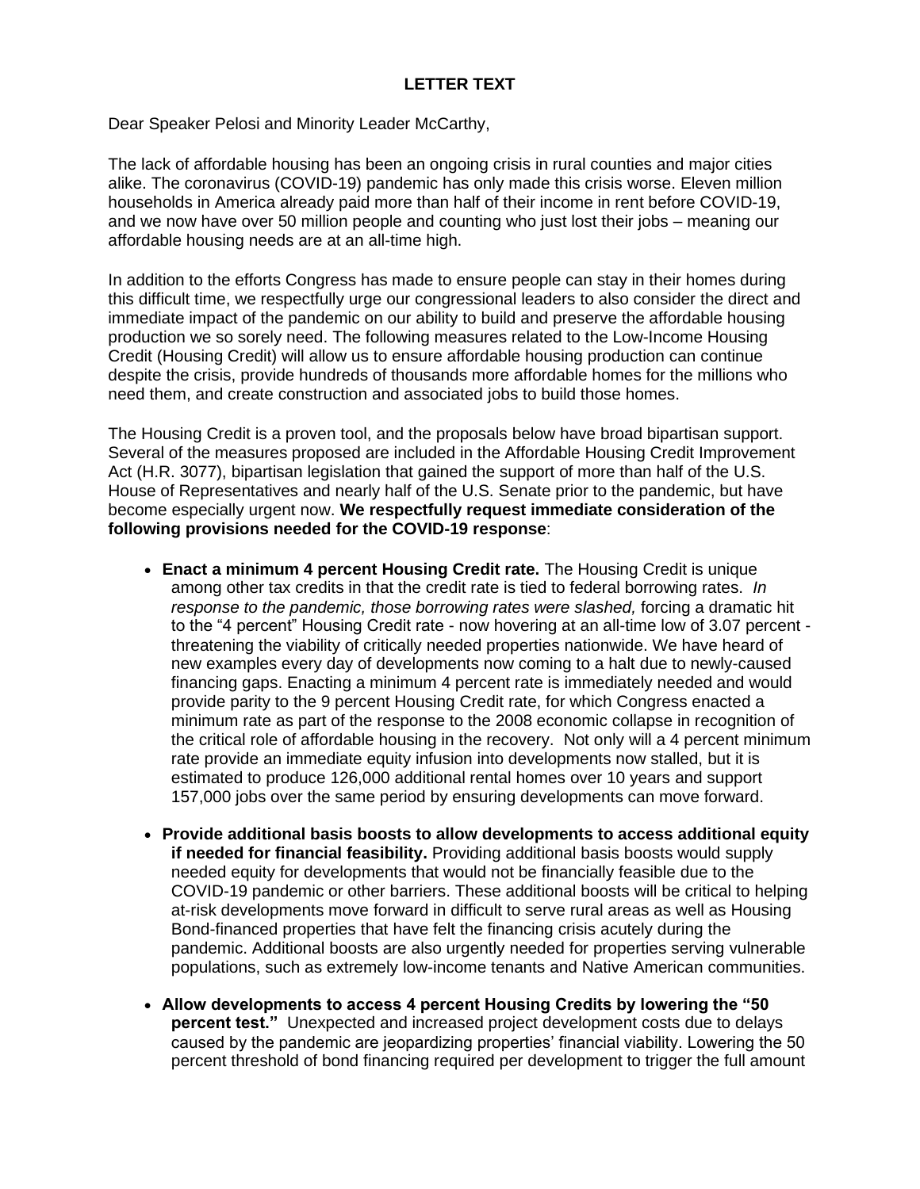**LETTER TEXT**

Dear Speaker Pelosi and Minority Leader McCarthy,

The lack of affordable housing has been an ongoing crisis in rural counties and major cities alike. The coronavirus (COVID-19) pandemic has only made this crisis worse. Eleven million households in America already paid more than half of their income in rent before COVID-19, and we now have over 50 million people and counting who just lost their jobs – meaning our affordable housing needs are at an all-time high.

In addition to the efforts Congress has made to ensure people can stay in their homes during this difficult time, we respectfully urge our congressional leaders to also consider the direct and immediate impact of the pandemic on our ability to build and preserve the affordable housing production we so sorely need. The following measures related to the Low-Income Housing Credit (Housing Credit) will allow us to ensure affordable housing production can continue despite the crisis, provide hundreds of thousands more affordable homes for the millions who need them, and create construction and associated jobs to build those homes.

The Housing Credit is a proven tool, and the proposals below have broad bipartisan support. Several of the measures proposed are included in the Affordable Housing Credit Improvement Act (H.R. 3077), bipartisan legislation that gained the support of more than half of the U.S. House of Representatives and nearly half of the U.S. Senate prior to the pandemic, but have become especially urgent now. **We respectfully request immediate consideration of the following provisions needed for the COVID-19 response**:

- **Enact a minimum 4 percent Housing Credit rate.** The Housing Credit is unique among other tax credits in that the credit rate is tied to federal borrowing rates. *In response to the pandemic, those borrowing rates were slashed,* forcing a dramatic hit to the "4 percent" Housing Credit rate - now hovering at an all-time low of 3.07 percent - threatening the viability of critically needed properties nationwide. We have heard of new examples every day of developments now coming to a halt due to newly-caused financing gaps. Enacting a minimum 4 percent rate is immediately needed and would provide parity to the 9 percent Housing Credit rate, for which Congress enacted a minimum rate as part of the response to the 2008 economic collapse in recognition of the critical role of affordable housing in the recovery. Not only will a 4 percent minimum rate provide an immediate equity infusion into developments now stalled, but it is estimated to produce 126,000 additional rental homes over 10 years and support 157,000 jobs over the same period by ensuring developments can move forward.
- **Provide additional basis boosts to allow developments to access additional equity if needed for financial feasibility.** Providing additional basis boosts would supply needed equity for developments that would not be financially feasible due to the COVID-19 pandemic or other barriers. These additional boosts will be critical to helping at-risk developments move forward in difficult to serve rural areas as well as Housing Bond-financed properties that have felt the financing crisis acutely during the pandemic. Additional boosts are also urgently needed for properties serving vulnerable populations, such as extremely low-income tenants and Native American communities.
- **Allow developments to access 4 percent Housing Credits by lowering the "50 percent test."** Unexpected and increased project development costs due to delays caused by the pandemic are jeopardizing properties' financial viability. Lowering the 50 percent threshold of bond financing required per development to trigger the full amount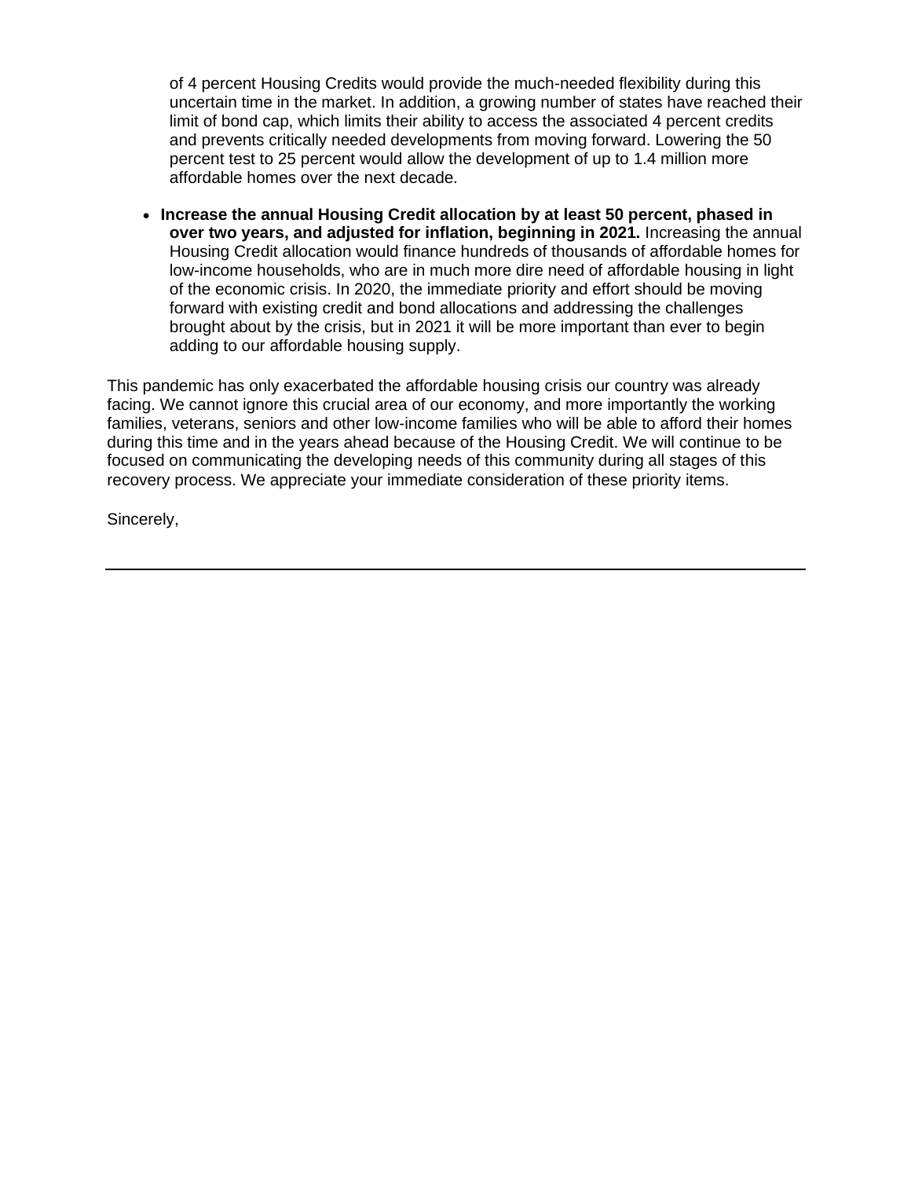of 4 percent Housing Credits would provide the much-needed flexibility during this uncertain time in the market. In addition, a growing number of states have reached their limit of bond cap, which limits their ability to access the associated 4 percent credits and prevents critically needed developments from moving forward. Lowering the 50 percent test to 25 percent would allow the development of up to 1.4 million more affordable homes over the next decade.

- **Increase the annual Housing Credit allocation by at least 50 percent, phased in over two years, and adjusted for inflation, beginning in 2021.** Increasing the annual Housing Credit allocation would finance hundreds of thousands of affordable homes for low-income households, who are in much more dire need of affordable housing in light of the economic crisis. In 2020, the immediate priority and effort should be moving forward with existing credit and bond allocations and addressing the challenges brought about by the crisis, but in 2021 it will be more important than ever to begin adding to our affordable housing supply.

This pandemic has only exacerbated the affordable housing crisis our country was already facing. We cannot ignore this crucial area of our economy, and more importantly the working families, veterans, seniors and other low-income families who will be able to afford their homes during this time and in the years ahead because of the Housing Credit. We will continue to be focused on communicating the developing needs of this community during all stages of this recovery process. We appreciate your immediate consideration of these priority items.

Sincerely,

---